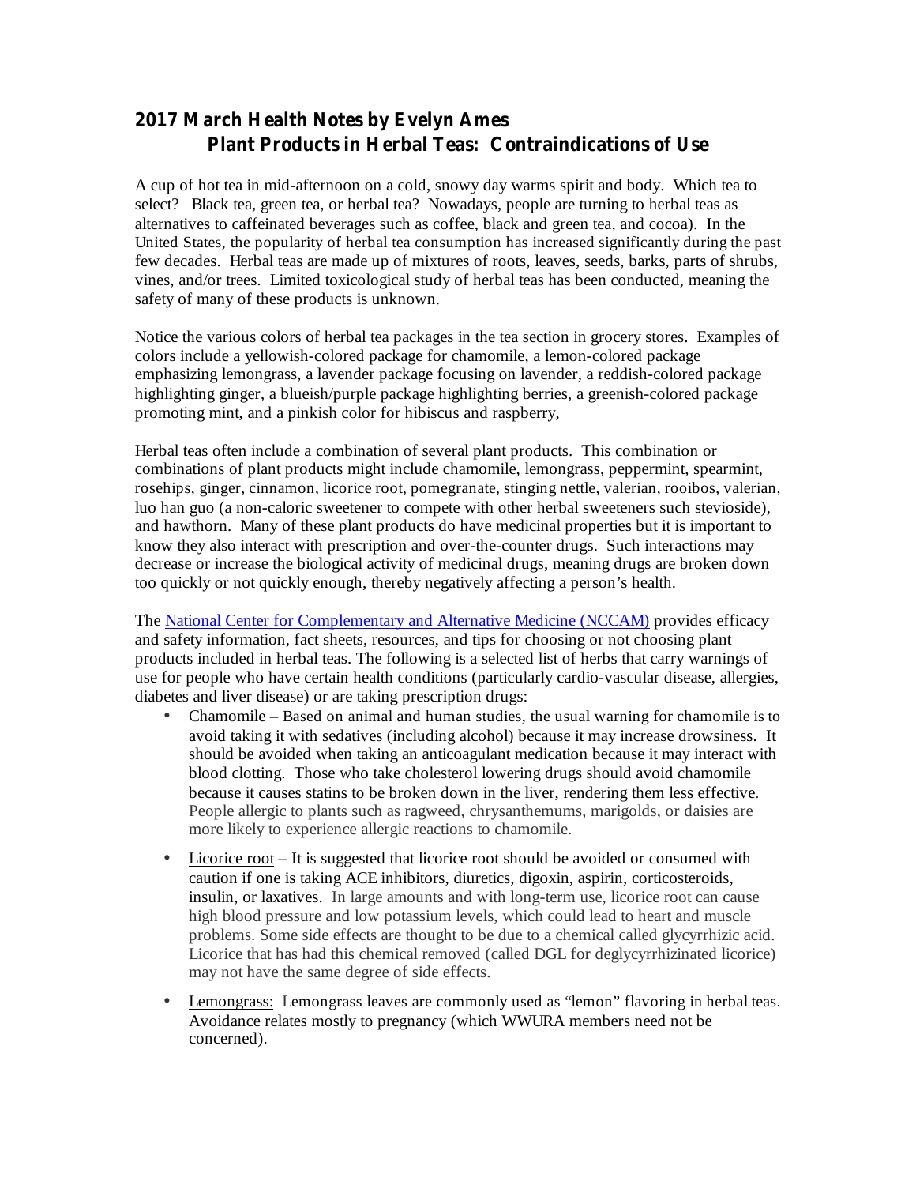# 2017 March Health Notes by Evelyn Ames

## Plant Products in Herbal Teas: Contraindications of Use

A cup of hot tea in mid-afternoon on a cold, snowy day warms spirit and body. Which tea to select? Black tea, green tea, or herbal tea? Nowadays, people are turning to herbal teas as alternatives to caffeinated beverages such as coffee, black and green tea, and cocoa). In the United States, the popularity of herbal tea consumption has increased significantly during the past few decades. Herbal teas are made up of mixtures of roots, leaves, seeds, barks, parts of shrubs, vines, and/or trees. Limited toxicological study of herbal teas has been conducted, meaning the safety of many of these products is unknown.

Notice the various colors of herbal tea packages in the tea section in grocery stores. Examples of colors include a yellowish-colored package for chamomile, a lemon-colored package emphasizing lemongrass, a lavender package focusing on lavender, a reddish-colored package highlighting ginger, a blueish/purple package highlighting berries, a greenish-colored package promoting mint, and a pinkish color for hibiscus and raspberry,

Herbal teas often include a combination of several plant products. This combination or combinations of plant products might include chamomile, lemongrass, peppermint, spearmint, rosehips, ginger, cinnamon, licorice root, pomegranate, stinging nettle, valerian, rooibos, valerian, luo han guo (a non-caloric sweetener to compete with other herbal sweeteners such stevioside), and hawthorn. Many of these plant products do have medicinal properties but it is important to know they also interact with prescription and over-the-counter drugs. Such interactions may decrease or increase the biological activity of medicinal drugs, meaning drugs are broken down too quickly or not quickly enough, thereby negatively affecting a person's health.

The National Center for Complementary and Alternative Medicine (NCCAM) provides efficacy and safety information, fact sheets, resources, and tips for choosing or not choosing plant products included in herbal teas. The following is a selected list of herbs that carry warnings of use for people who have certain health conditions (particularly cardio-vascular disease, allergies, diabetes and liver disease) or are taking prescription drugs:

- Chamomile – Based on animal and human studies, the usual warning for chamomile is to avoid taking it with sedatives (including alcohol) because it may increase drowsiness. It should be avoided when taking an anticoagulant medication because it may interact with blood clotting. Those who take cholesterol lowering drugs should avoid chamomile because it causes statins to be broken down in the liver, rendering them less effective. People allergic to plants such as ragweed, chrysanthemums, marigolds, or daisies are more likely to experience allergic reactions to chamomile.

- Licorice root – It is suggested that licorice root should be avoided or consumed with caution if one is taking ACE inhibitors, diuretics, digoxin, aspirin, corticosteroids, insulin, or laxatives. In large amounts and with long-term use, licorice root can cause high blood pressure and low potassium levels, which could lead to heart and muscle problems. Some side effects are thought to be due to a chemical called glycyrrhizic acid. Licorice that has had this chemical removed (called DGL for deglycyrrhizinated licorice) may not have the same degree of side effects.

- Lemongrass: Lemongrass leaves are commonly used as "lemon" flavoring in herbal teas. Avoidance relates mostly to pregnancy (which WWURA members need not be concerned).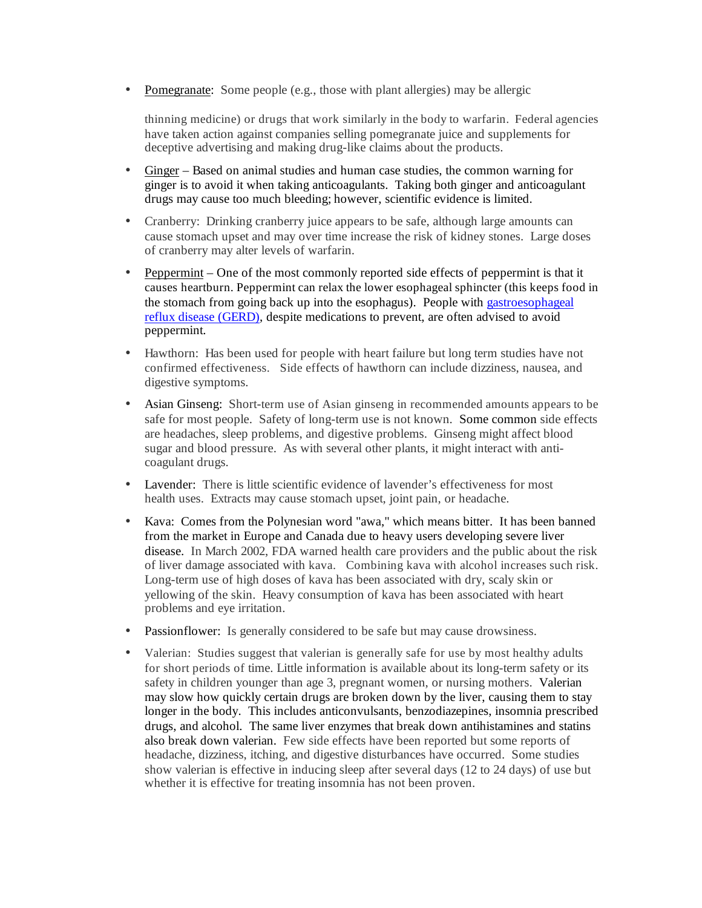- Pomegranate: Some people (e.g., those with plant allergies) may be allergic

  thinning medicine) or drugs that work similarly in the body to warfarin. Federal agencies have taken action against companies selling pomegranate juice and supplements for deceptive advertising and making drug-like claims about the products.

- Ginger – Based on animal studies and human case studies, the common warning for ginger is to avoid it when taking anticoagulants. Taking both ginger and anticoagulant drugs may cause too much bleeding; however, scientific evidence is limited.

- Cranberry: Drinking cranberry juice appears to be safe, although large amounts can cause stomach upset and may over time increase the risk of kidney stones. Large doses of cranberry may alter levels of warfarin.

- Peppermint – One of the most commonly reported side effects of peppermint is that it causes heartburn. Peppermint can relax the lower esophageal sphincter (this keeps food in the stomach from going back up into the esophagus). People with [gastroesophageal reflux disease (GERD)](), despite medications to prevent, are often advised to avoid peppermint.

- Hawthorn: Has been used for people with heart failure but long term studies have not confirmed effectiveness. Side effects of hawthorn can include dizziness, nausea, and digestive symptoms.

- Asian Ginseng: Short-term use of Asian ginseng in recommended amounts appears to be safe for most people. Safety of long-term use is not known. Some common side effects are headaches, sleep problems, and digestive problems. Ginseng might affect blood sugar and blood pressure. As with several other plants, it might interact with anti-coagulant drugs.

- Lavender: There is little scientific evidence of lavender's effectiveness for most health uses. Extracts may cause stomach upset, joint pain, or headache.

- Kava: Comes from the Polynesian word "awa," which means bitter. It has been banned from the market in Europe and Canada due to heavy users developing severe liver disease. In March 2002, FDA warned health care providers and the public about the risk of liver damage associated with kava. Combining kava with alcohol increases such risk. Long-term use of high doses of kava has been associated with dry, scaly skin or yellowing of the skin. Heavy consumption of kava has been associated with heart problems and eye irritation.

- Passionflower: Is generally considered to be safe but may cause drowsiness.

- Valerian: Studies suggest that valerian is generally safe for use by most healthy adults for short periods of time. Little information is available about its long-term safety or its safety in children younger than age 3, pregnant women, or nursing mothers. Valerian may slow how quickly certain drugs are broken down by the liver, causing them to stay longer in the body. This includes anticonvulsants, benzodiazepines, insomnia prescribed drugs, and alcohol. The same liver enzymes that break down antihistamines and statins also break down valerian. Few side effects have been reported but some reports of headache, dizziness, itching, and digestive disturbances have occurred. Some studies show valerian is effective in inducing sleep after several days (12 to 24 days) of use but whether it is effective for treating insomnia has not been proven.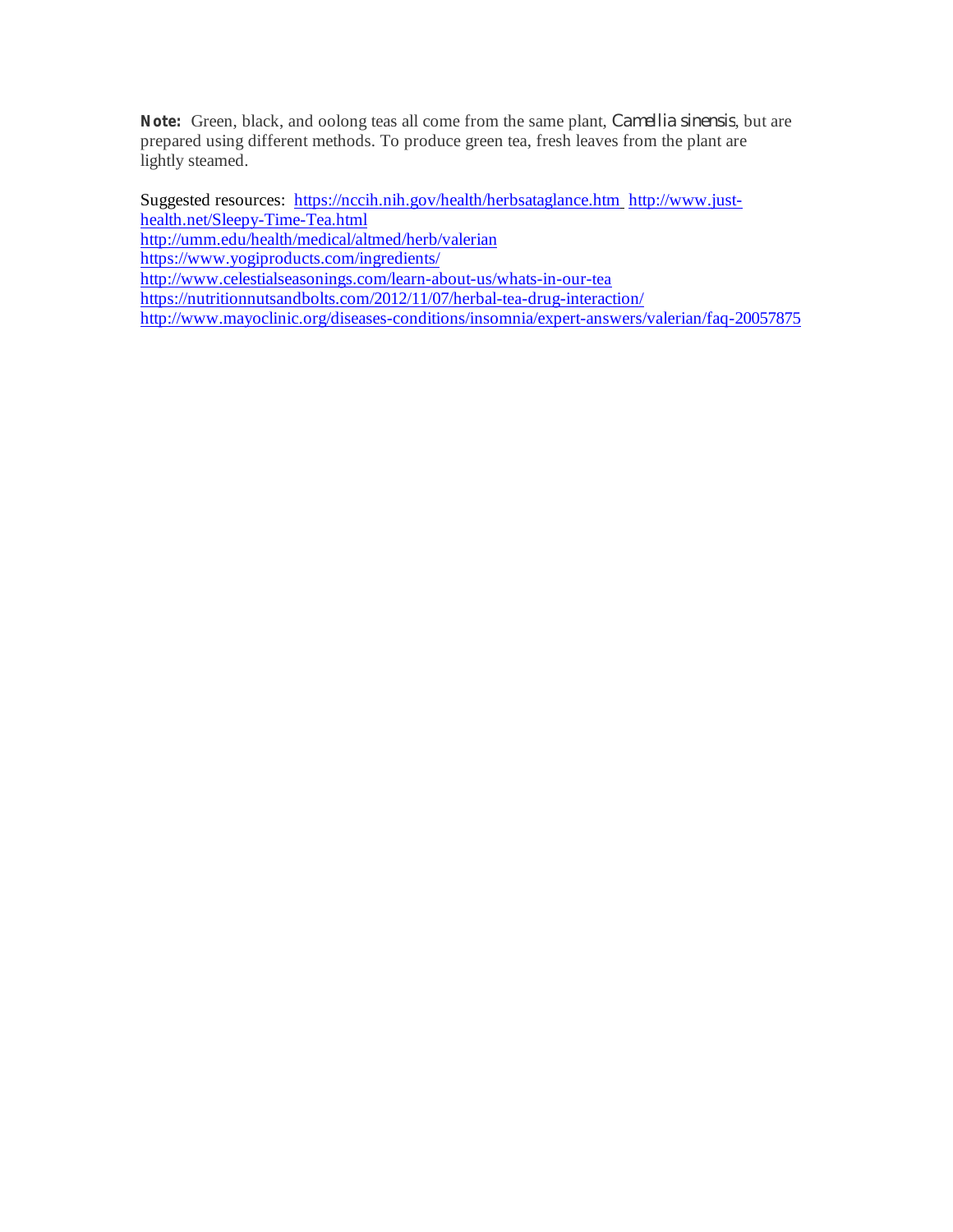**Note:** Green, black, and oolong teas all come from the same plant, *Camellia sinensis*, but are prepared using different methods. To produce green tea, fresh leaves from the plant are lightly steamed.

Suggested resources: https://nccih.nih.gov/health/herbsataglance.htm http://www.just-health.net/Sleepy-Time-Tea.html
http://umm.edu/health/medical/altmed/herb/valerian
https://www.yogiproducts.com/ingredients/
http://www.celestialseasonings.com/learn-about-us/whats-in-our-tea
https://nutritionnutsandbolts.com/2012/11/07/herbal-tea-drug-interaction/
http://www.mayoclinic.org/diseases-conditions/insomnia/expert-answers/valerian/faq-20057875